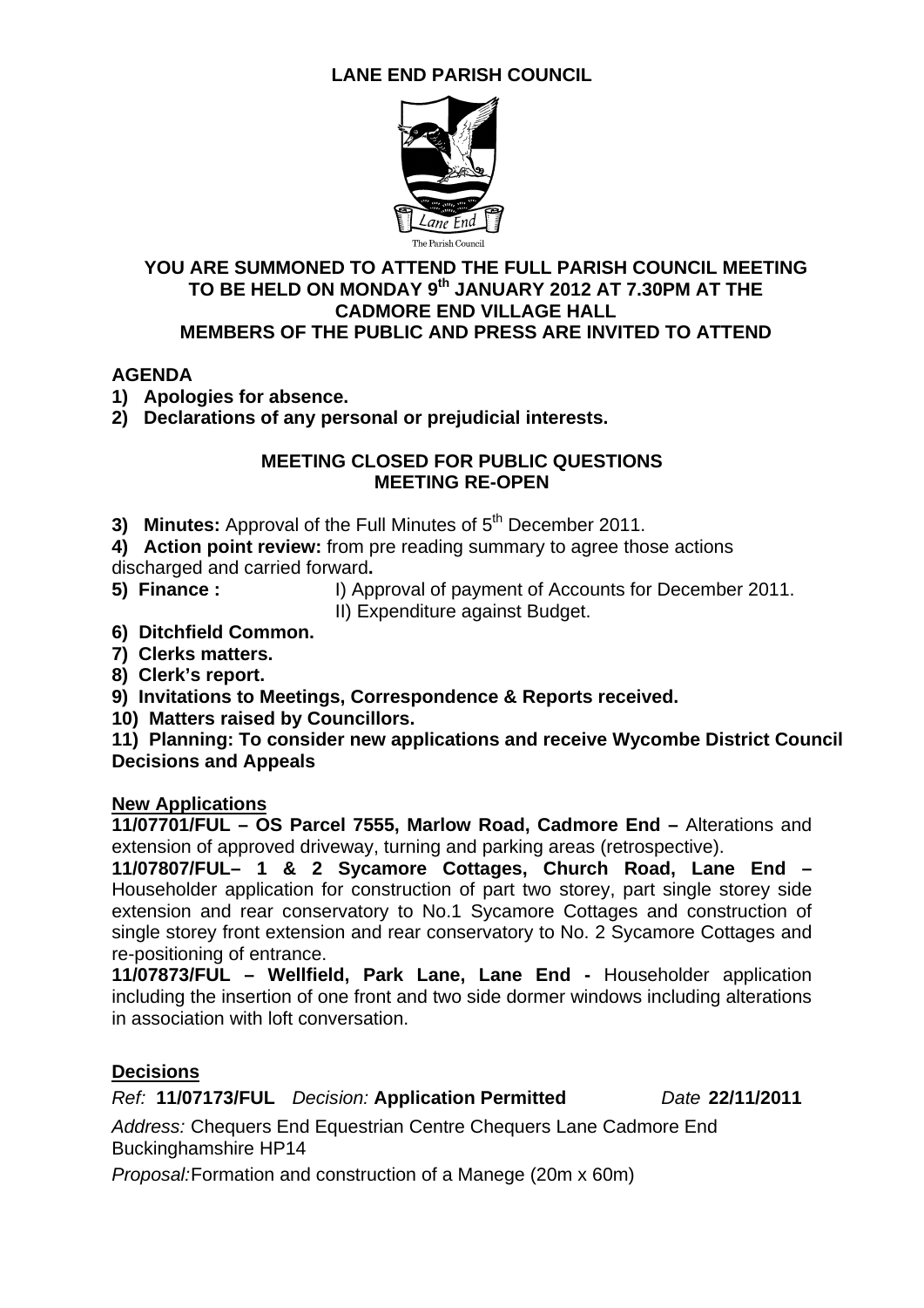# LANE END PARISH COUNCIL

Lane End

The Parish Council

**YOU ARE SUMMONED TO ATTEND THE FULL PARISH COUNCIL MEETING TO BE HELD ON MONDAY 9th JANUARY 2012 AT 7.30PM AT THE CADMORE END VILLAGE HALL**
**MEMBERS OF THE PUBLIC AND PRESS ARE INVITED TO ATTEND**

## AGENDA

**1) Apologies for absence.**
**2) Declarations of any personal or prejudicial interests.**

**MEETING CLOSED FOR PUBLIC QUESTIONS**
**MEETING RE-OPEN**

**3) Minutes:** Approval of the Full Minutes of 5th December 2011.
**4) Action point review:** from pre reading summary to agree those actions discharged and carried forward**.**
**5) Finance :** I) Approval of payment of Accounts for December 2011.
II) Expenditure against Budget.
**6) Ditchfield Common.**
**7) Clerks matters.**
**8) Clerk's report.**
**9) Invitations to Meetings, Correspondence & Reports received.**
**10) Matters raised by Councillors.**
**11) Planning: To consider new applications and receive Wycombe District Council Decisions and Appeals**

**New Applications**

**11/07701/FUL – OS Parcel 7555, Marlow Road, Cadmore End –** Alterations and extension of approved driveway, turning and parking areas (retrospective).

**11/07807/FUL– 1 & 2 Sycamore Cottages, Church Road, Lane End –** Householder application for construction of part two storey, part single storey side extension and rear conservatory to No.1 Sycamore Cottages and construction of single storey front extension and rear conservatory to No. 2 Sycamore Cottages and re-positioning of entrance.

**11/07873/FUL – Wellfield, Park Lane, Lane End -** Householder application including the insertion of one front and two side dormer windows including alterations in association with loft conversation.

**Decisions**

*Ref:* **11/07173/FUL** *Decision:* **Application Permitted** *Date* **22/11/2011**

*Address:* Chequers End Equestrian Centre Chequers Lane Cadmore End Buckinghamshire HP14

*Proposal:* Formation and construction of a Manege (20m x 60m)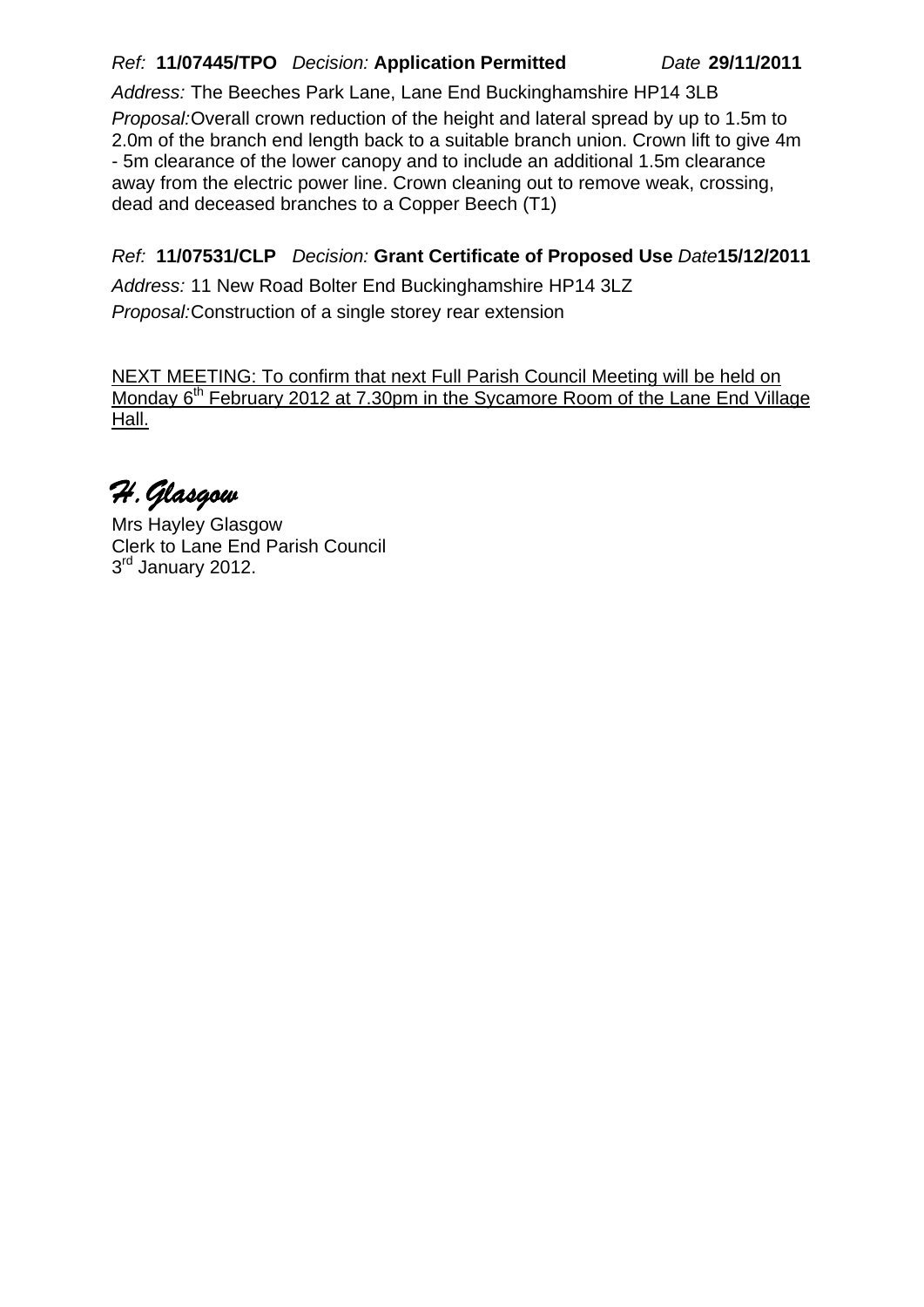*Ref:* **11/07445/TPO** *Decision:* **Application Permitted** *Date* **29/11/2011**

*Address:* The Beeches Park Lane, Lane End Buckinghamshire HP14 3LB

*Proposal:* Overall crown reduction of the height and lateral spread by up to 1.5m to 2.0m of the branch end length back to a suitable branch union. Crown lift to give 4m - 5m clearance of the lower canopy and to include an additional 1.5m clearance away from the electric power line. Crown cleaning out to remove weak, crossing, dead and deceased branches to a Copper Beech (T1)

*Ref:* **11/07531/CLP** *Decision:* **Grant Certificate of Proposed Use** *Date* **15/12/2011**

*Address:* 11 New Road Bolter End Buckinghamshire HP14 3LZ

*Proposal:* Construction of a single storey rear extension

NEXT MEETING: To confirm that next Full Parish Council Meeting will be held on Monday 6th February 2012 at 7.30pm in the Sycamore Room of the Lane End Village Hall.

*H. Glasgow*

Mrs Hayley Glasgow
Clerk to Lane End Parish Council
3rd January 2012.